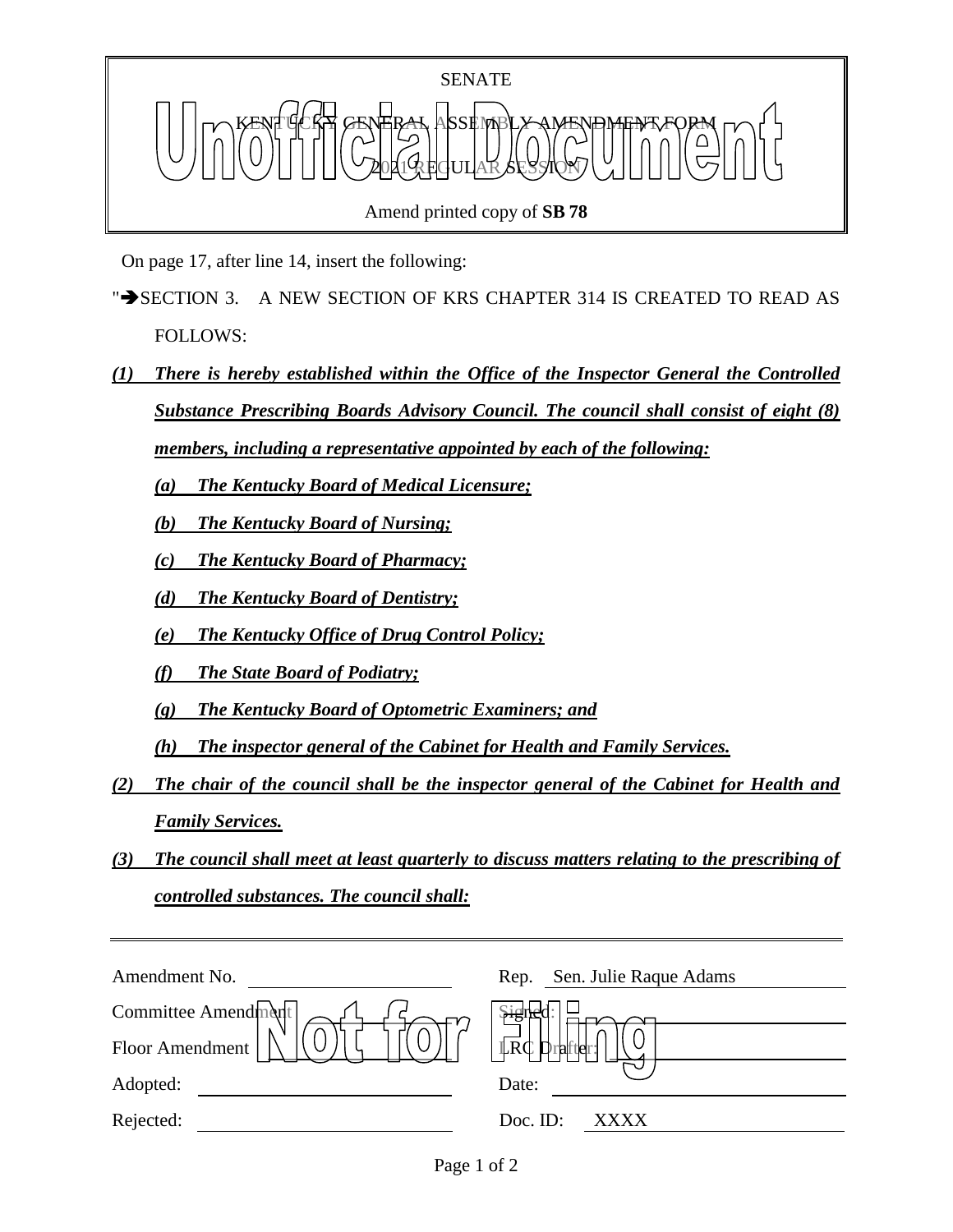SENATE

KENTUCKY GENERAL ASSEMBLY AMENDMENT FORM

2021 REGULAR SESSION

Amend printed copy of **SB 78**

Unofficial Document

On page 17, after line 14, insert the following:

"➔SECTION 3. A NEW SECTION OF KRS CHAPTER 314 IS CREATED TO READ AS FOLLOWS:

***(1) There is hereby established within the Office of the Inspector General the Controlled Substance Prescribing Boards Advisory Council. The council shall consist of eight (8) members, including a representative appointed by each of the following:***

***(a) The Kentucky Board of Medical Licensure;***

***(b) The Kentucky Board of Nursing;***

***(c) The Kentucky Board of Pharmacy;***

***(d) The Kentucky Board of Dentistry;***

***(e) The Kentucky Office of Drug Control Policy;***

***(f) The State Board of Podiatry;***

***(g) The Kentucky Board of Optometric Examiners; and***

***(h) The inspector general of the Cabinet for Health and Family Services.***

***(2) The chair of the council shall be the inspector general of the Cabinet for Health and Family Services.***

***(3) The council shall meet at least quarterly to discuss matters relating to the prescribing of controlled substances. The council shall:***

---

| | | | |
|---|---|---|---|
| Amendment No. | | Rep. | Sen. Julie Raque Adams |
| Committee Amendment | | Signed: | |
| Floor Amendment | | LRC Drafter: | |
| Adopted: | | Date: | |
| Rejected: | | Doc. ID: | XXXX |

Not for Filing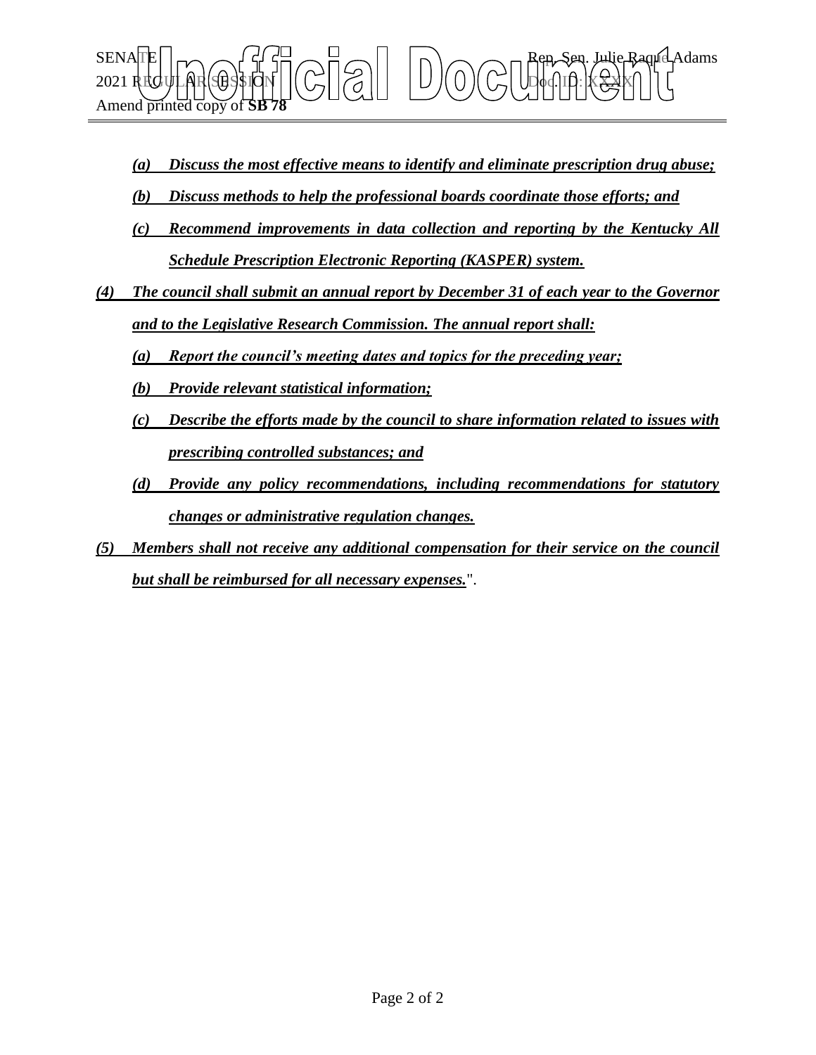*(a) Discuss the most effective means to identify and eliminate prescription drug abuse;*

*(b) Discuss methods to help the professional boards coordinate those efforts; and*

*(c) Recommend improvements in data collection and reporting by the Kentucky All Schedule Prescription Electronic Reporting (KASPER) system.*

*(4) The council shall submit an annual report by December 31 of each year to the Governor and to the Legislative Research Commission. The annual report shall:*

*(a) Report the council's meeting dates and topics for the preceding year;*

*(b) Provide relevant statistical information;*

*(c) Describe the efforts made by the council to share information related to issues with prescribing controlled substances; and*

*(d) Provide any policy recommendations, including recommendations for statutory changes or administrative regulation changes.*

*(5) Members shall not receive any additional compensation for their service on the council but shall be reimbursed for all necessary expenses.*".